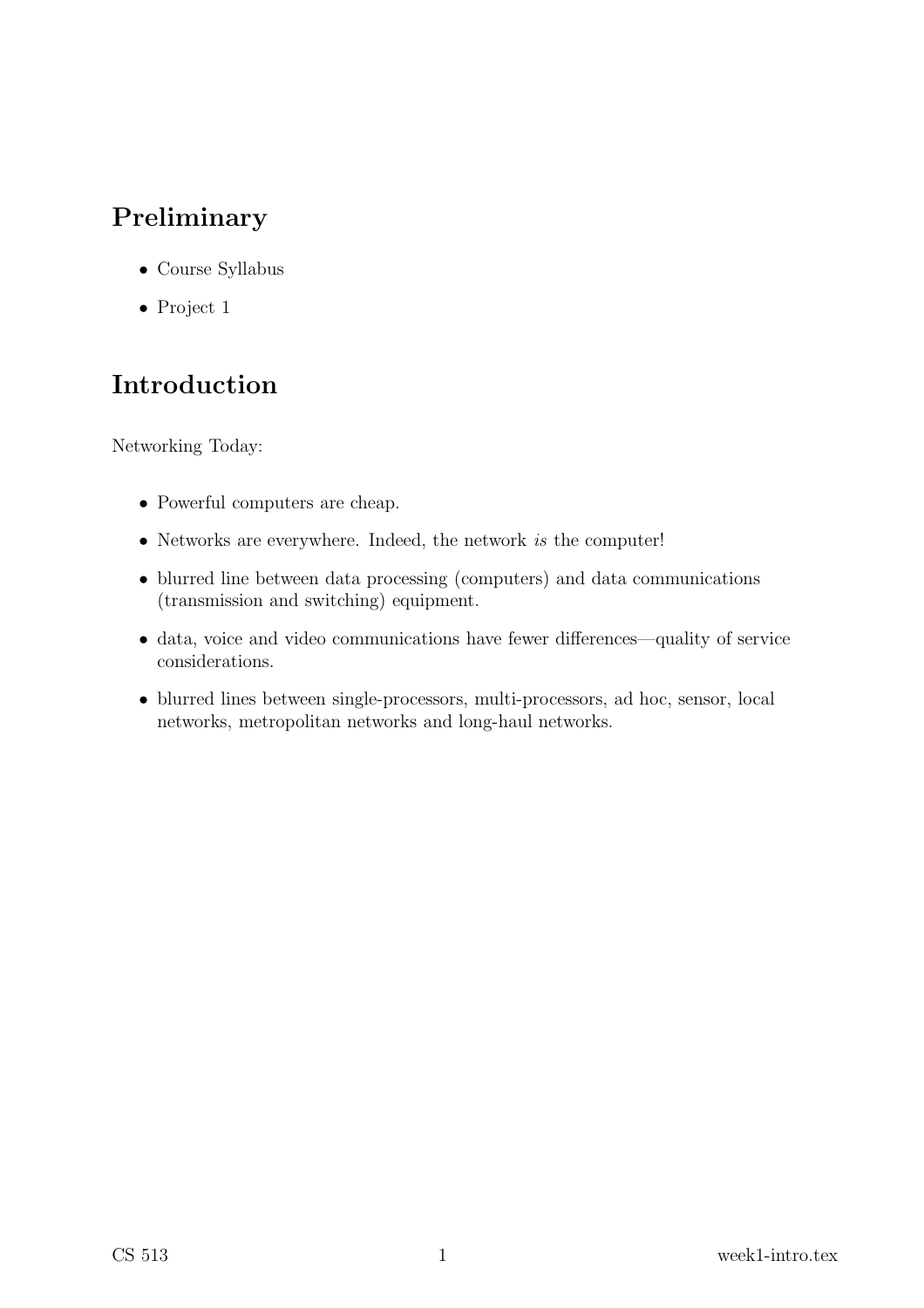## Preliminary

- Course Syllabus
- Project 1

## Introduction

Networking Today:

- Powerful computers are cheap.
- Networks are everywhere. Indeed, the network *is* the computer!
- blurred line between data processing (computers) and data communications (transmission and switching) equipment.
- data, voice and video communications have fewer differences—quality of service considerations.
- blurred lines between single-processors, multi-processors, ad hoc, sensor, local networks, metropolitan networks and long-haul networks.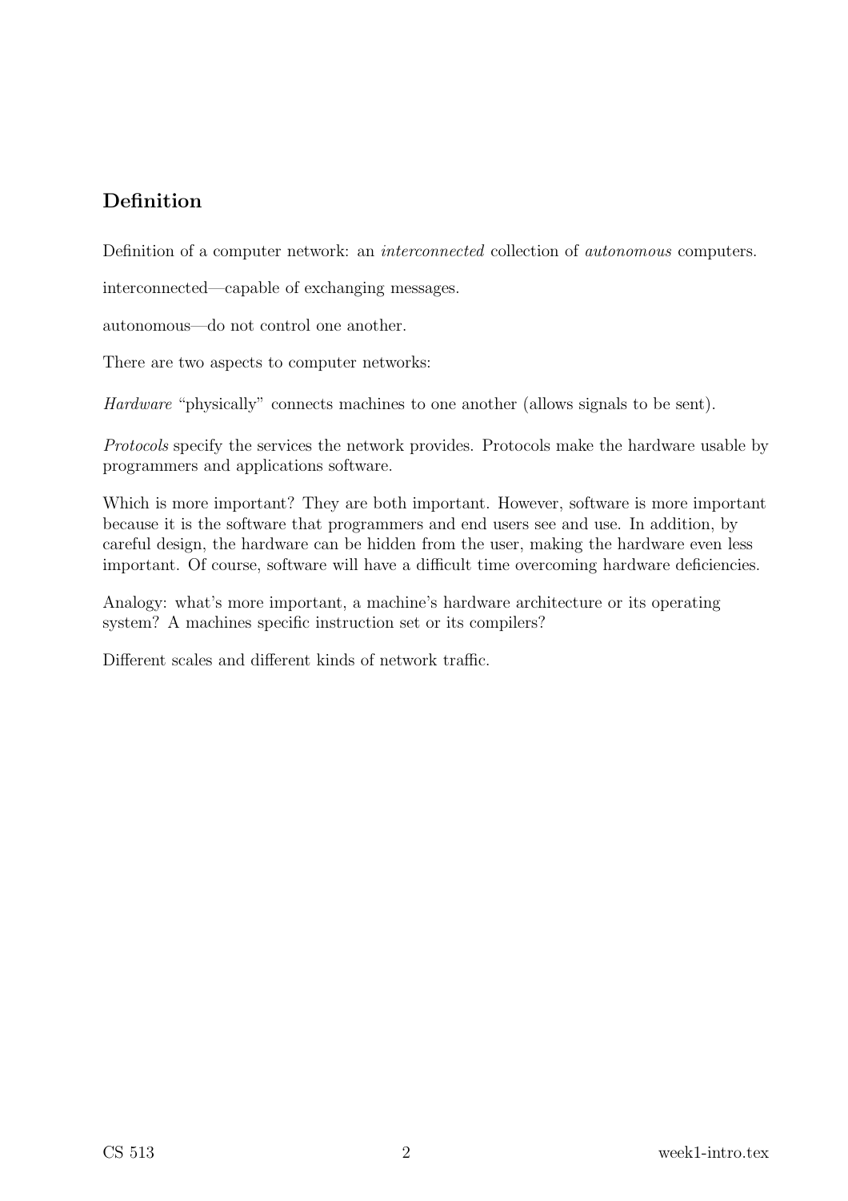## Definition

Definition of a computer network: an *interconnected* collection of *autonomous* computers.

interconnected—capable of exchanging messages.

autonomous—do not control one another.

There are two aspects to computer networks:

*Hardware* "physically" connects machines to one another (allows signals to be sent).

*Protocols* specify the services the network provides. Protocols make the hardware usable by programmers and applications software.

Which is more important? They are both important. However, software is more important because it is the software that programmers and end users see and use. In addition, by careful design, the hardware can be hidden from the user, making the hardware even less important. Of course, software will have a difficult time overcoming hardware deficiencies.

Analogy: what's more important, a machine's hardware architecture or its operating system? A machines specific instruction set or its compilers?

Different scales and different kinds of network traffic.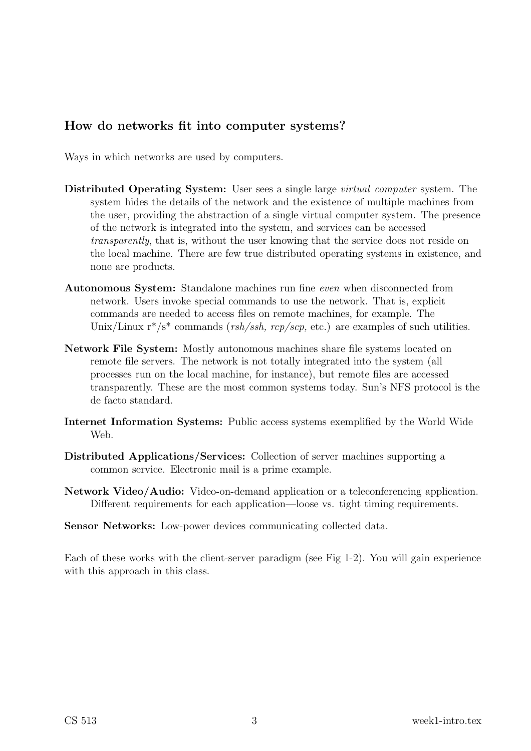### How do networks fit into computer systems?

Ways in which networks are used by computers.

**Distributed Operating System:** User sees a single large *virtual computer* system. The system hides the details of the network and the existence of multiple machines from the user, providing the abstraction of a single virtual computer system. The presence of the network is integrated into the system, and services can be accessed *transparently*, that is, without the user knowing that the service does not reside on the local machine. There are few true distributed operating systems in existence, and none are products.

**Autonomous System:** Standalone machines run fine *even* when disconnected from network. Users invoke special commands to use the network. That is, explicit commands are needed to access files on remote machines, for example. The Unix/Linux r*/s* commands (*rsh/ssh, rcp/scp,* etc.) are examples of such utilities.

**Network File System:** Mostly autonomous machines share file systems located on remote file servers. The network is not totally integrated into the system (all processes run on the local machine, for instance), but remote files are accessed transparently. These are the most common systems today. Sun's NFS protocol is the de facto standard.

**Internet Information Systems:** Public access systems exemplified by the World Wide Web.

**Distributed Applications/Services:** Collection of server machines supporting a common service. Electronic mail is a prime example.

**Network Video/Audio:** Video-on-demand application or a teleconferencing application. Different requirements for each application—loose vs. tight timing requirements.

**Sensor Networks:** Low-power devices communicating collected data.

Each of these works with the client-server paradigm (see Fig 1-2). You will gain experience with this approach in this class.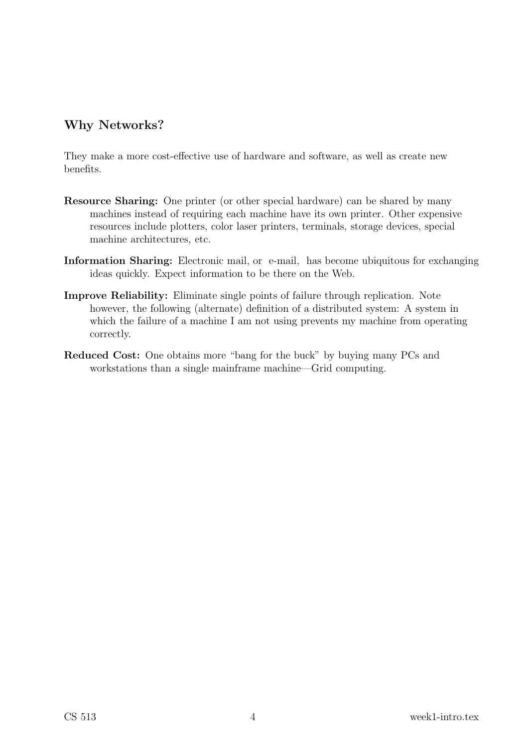## Why Networks?

They make a more cost-effective use of hardware and software, as well as create new benefits.

**Resource Sharing:** One printer (or other special hardware) can be shared by many machines instead of requiring each machine have its own printer. Other expensive resources include plotters, color laser printers, terminals, storage devices, special machine architectures, etc.

**Information Sharing:** Electronic mail, or e-mail, has become ubiquitous for exchanging ideas quickly. Expect information to be there on the Web.

**Improve Reliability:** Eliminate single points of failure through replication. Note however, the following (alternate) definition of a distributed system: A system in which the failure of a machine I am not using prevents my machine from operating correctly.

**Reduced Cost:** One obtains more "bang for the buck" by buying many PCs and workstations than a single mainframe machine—Grid computing.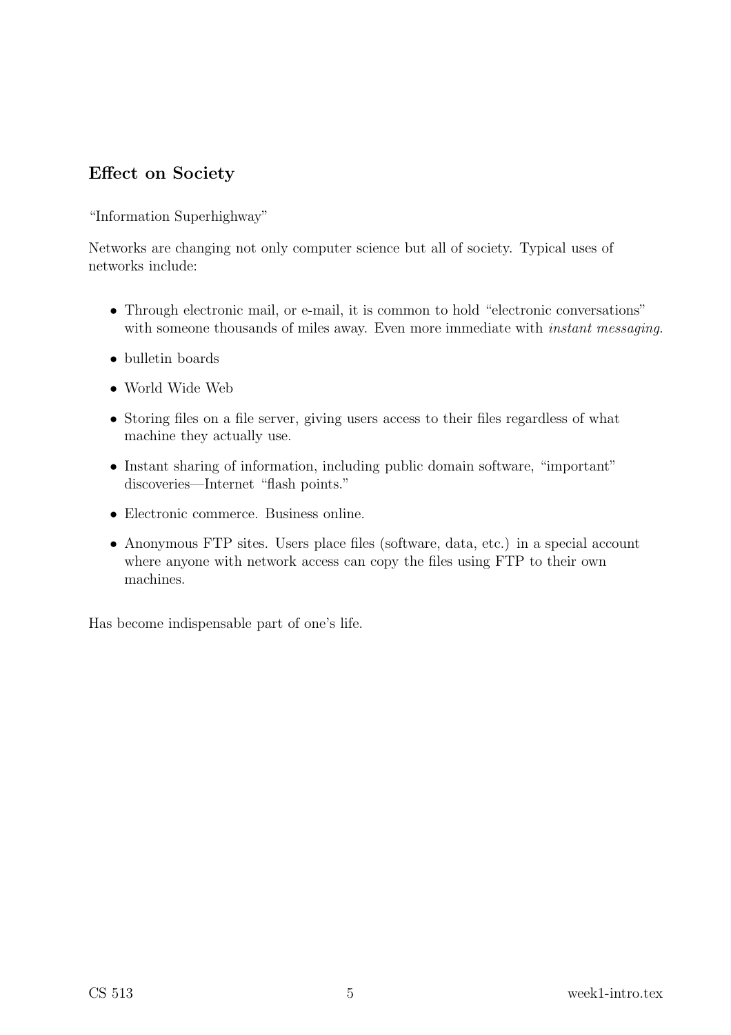## Effect on Society

“Information Superhighway”

Networks are changing not only computer science but all of society. Typical uses of networks include:

- Through electronic mail, or e-mail, it is common to hold “electronic conversations” with someone thousands of miles away. Even more immediate with *instant messaging*.
- bulletin boards
- World Wide Web
- Storing files on a file server, giving users access to their files regardless of what machine they actually use.
- Instant sharing of information, including public domain software, “important” discoveries—Internet “flash points.”
- Electronic commerce. Business online.
- Anonymous FTP sites. Users place files (software, data, etc.) in a special account where anyone with network access can copy the files using FTP to their own machines.

Has become indispensable part of one’s life.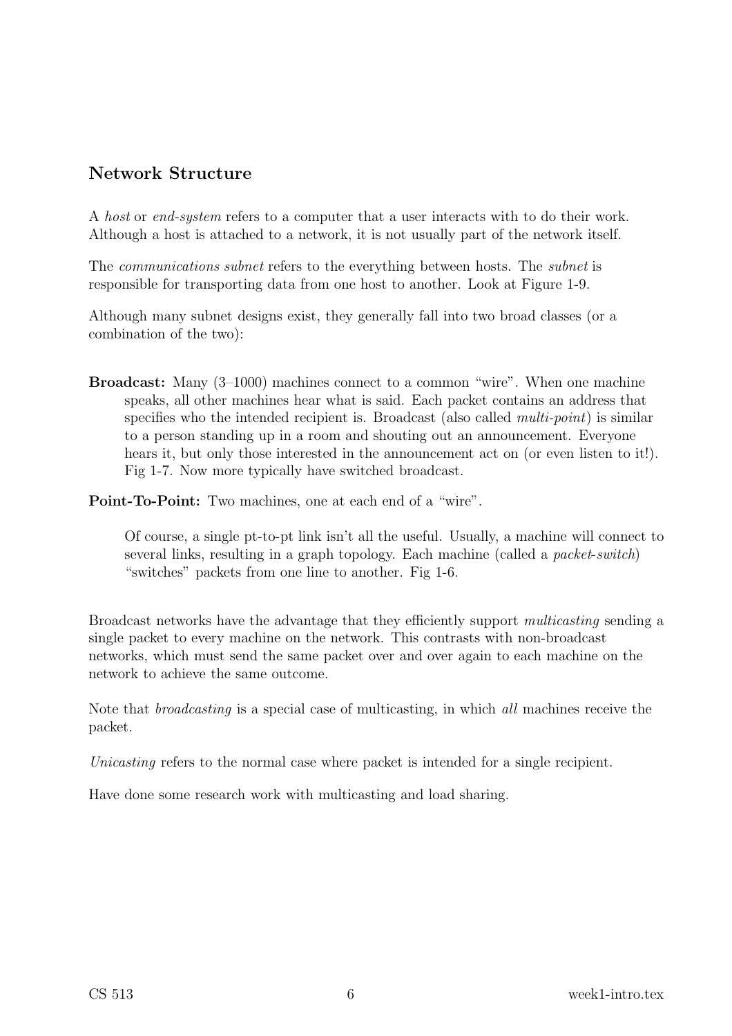## Network Structure

A *host* or *end-system* refers to a computer that a user interacts with to do their work. Although a host is attached to a network, it is not usually part of the network itself.

The *communications subnet* refers to the everything between hosts. The *subnet* is responsible for transporting data from one host to another. Look at Figure 1-9.

Although many subnet designs exist, they generally fall into two broad classes (or a combination of the two):

**Broadcast:** Many (3–1000) machines connect to a common "wire". When one machine speaks, all other machines hear what is said. Each packet contains an address that specifies who the intended recipient is. Broadcast (also called *multi-point*) is similar to a person standing up in a room and shouting out an announcement. Everyone hears it, but only those interested in the announcement act on (or even listen to it!). Fig 1-7. Now more typically have switched broadcast.

**Point-To-Point:** Two machines, one at each end of a "wire".

Of course, a single pt-to-pt link isn't all the useful. Usually, a machine will connect to several links, resulting in a graph topology. Each machine (called a *packet-switch*) "switches" packets from one line to another. Fig 1-6.

Broadcast networks have the advantage that they efficiently support *multicasting* sending a single packet to every machine on the network. This contrasts with non-broadcast networks, which must send the same packet over and over again to each machine on the network to achieve the same outcome.

Note that *broadcasting* is a special case of multicasting, in which *all* machines receive the packet.

*Unicasting* refers to the normal case where packet is intended for a single recipient.

Have done some research work with multicasting and load sharing.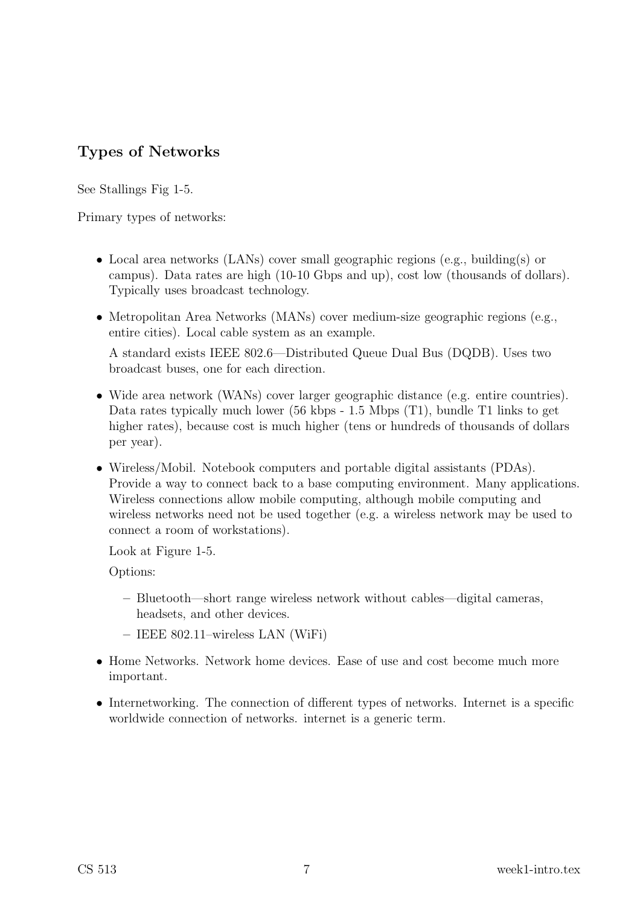## Types of Networks

See Stallings Fig 1-5.

Primary types of networks:

- Local area networks (LANs) cover small geographic regions (e.g., building(s) or campus). Data rates are high (10-10 Gbps and up), cost low (thousands of dollars). Typically uses broadcast technology.
- Metropolitan Area Networks (MANs) cover medium-size geographic regions (e.g., entire cities). Local cable system as an example.

  A standard exists IEEE 802.6—Distributed Queue Dual Bus (DQDB). Uses two broadcast buses, one for each direction.
- Wide area network (WANs) cover larger geographic distance (e.g. entire countries). Data rates typically much lower (56 kbps - 1.5 Mbps (T1), bundle T1 links to get higher rates), because cost is much higher (tens or hundreds of thousands of dollars per year).
- Wireless/Mobil. Notebook computers and portable digital assistants (PDAs). Provide a way to connect back to a base computing environment. Many applications. Wireless connections allow mobile computing, although mobile computing and wireless networks need not be used together (e.g. a wireless network may be used to connect a room of workstations).

  Look at Figure 1-5.

  Options:

  – Bluetooth—short range wireless network without cables—digital cameras, headsets, and other devices.
  – IEEE 802.11–wireless LAN (WiFi)
- Home Networks. Network home devices. Ease of use and cost become much more important.
- Internetworking. The connection of different types of networks. Internet is a specific worldwide connection of networks. internet is a generic term.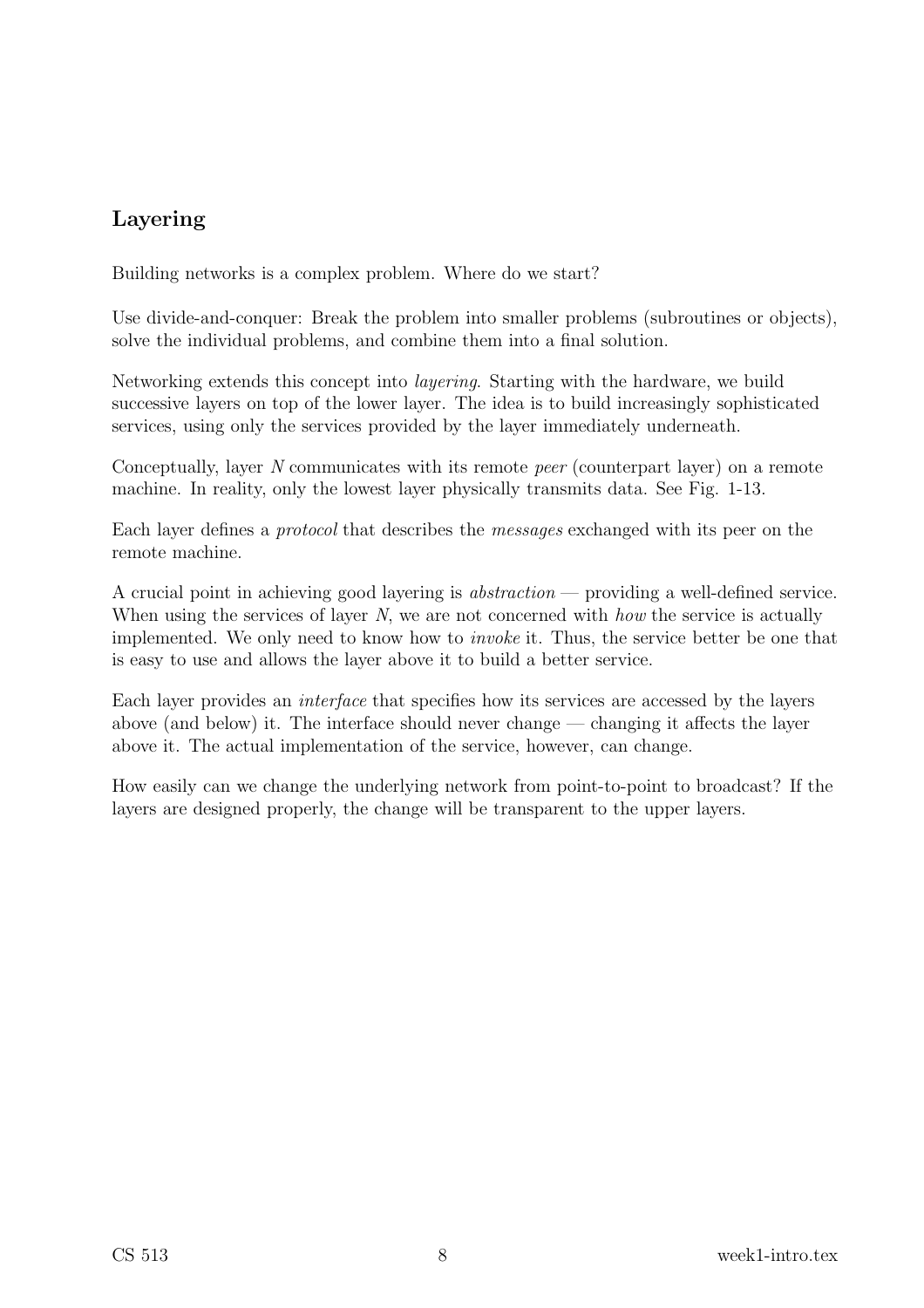## Layering

Building networks is a complex problem. Where do we start?

Use divide-and-conquer: Break the problem into smaller problems (subroutines or objects), solve the individual problems, and combine them into a final solution.

Networking extends this concept into *layering*. Starting with the hardware, we build successive layers on top of the lower layer. The idea is to build increasingly sophisticated services, using only the services provided by the layer immediately underneath.

Conceptually, layer $N$ communicates with its remote *peer* (counterpart layer) on a remote machine. In reality, only the lowest layer physically transmits data. See Fig. 1-13.

Each layer defines a *protocol* that describes the *messages* exchanged with its peer on the remote machine.

A crucial point in achieving good layering is *abstraction* — providing a well-defined service. When using the services of layer $N$, we are not concerned with *how* the service is actually implemented. We only need to know how to *invoke* it. Thus, the service better be one that is easy to use and allows the layer above it to build a better service.

Each layer provides an *interface* that specifies how its services are accessed by the layers above (and below) it. The interface should never change — changing it affects the layer above it. The actual implementation of the service, however, can change.

How easily can we change the underlying network from point-to-point to broadcast? If the layers are designed properly, the change will be transparent to the upper layers.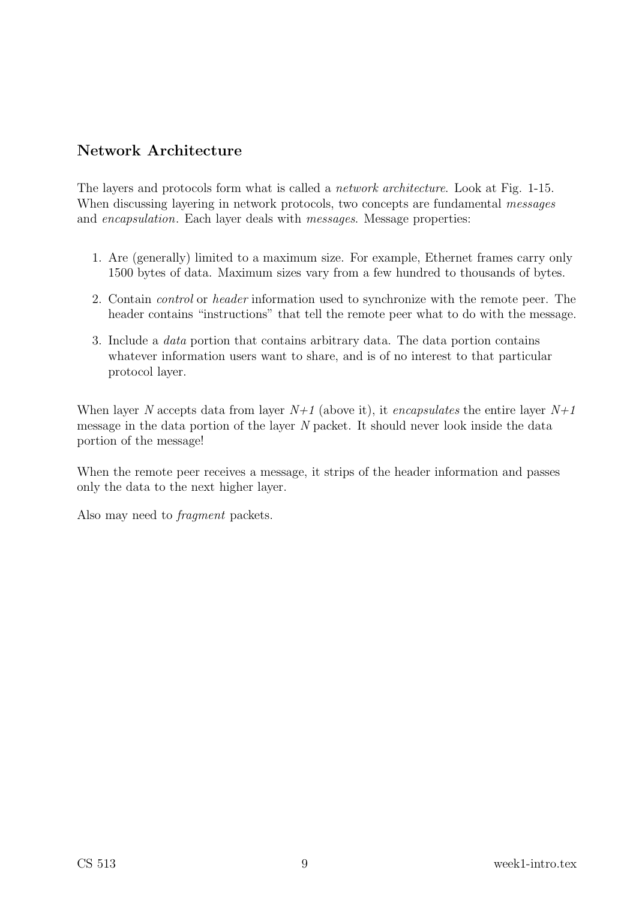## Network Architecture

The layers and protocols form what is called a *network architecture*. Look at Fig. 1-15. When discussing layering in network protocols, two concepts are fundamental *messages* and *encapsulation*. Each layer deals with *messages*. Message properties:

1. Are (generally) limited to a maximum size. For example, Ethernet frames carry only 1500 bytes of data. Maximum sizes vary from a few hundred to thousands of bytes.

2. Contain *control* or *header* information used to synchronize with the remote peer. The header contains "instructions" that tell the remote peer what to do with the message.

3. Include a *data* portion that contains arbitrary data. The data portion contains whatever information users want to share, and is of no interest to that particular protocol layer.

When layer *N* accepts data from layer *N+1* (above it), it *encapsulates* the entire layer *N+1* message in the data portion of the layer *N* packet. It should never look inside the data portion of the message!

When the remote peer receives a message, it strips of the header information and passes only the data to the next higher layer.

Also may need to *fragment* packets.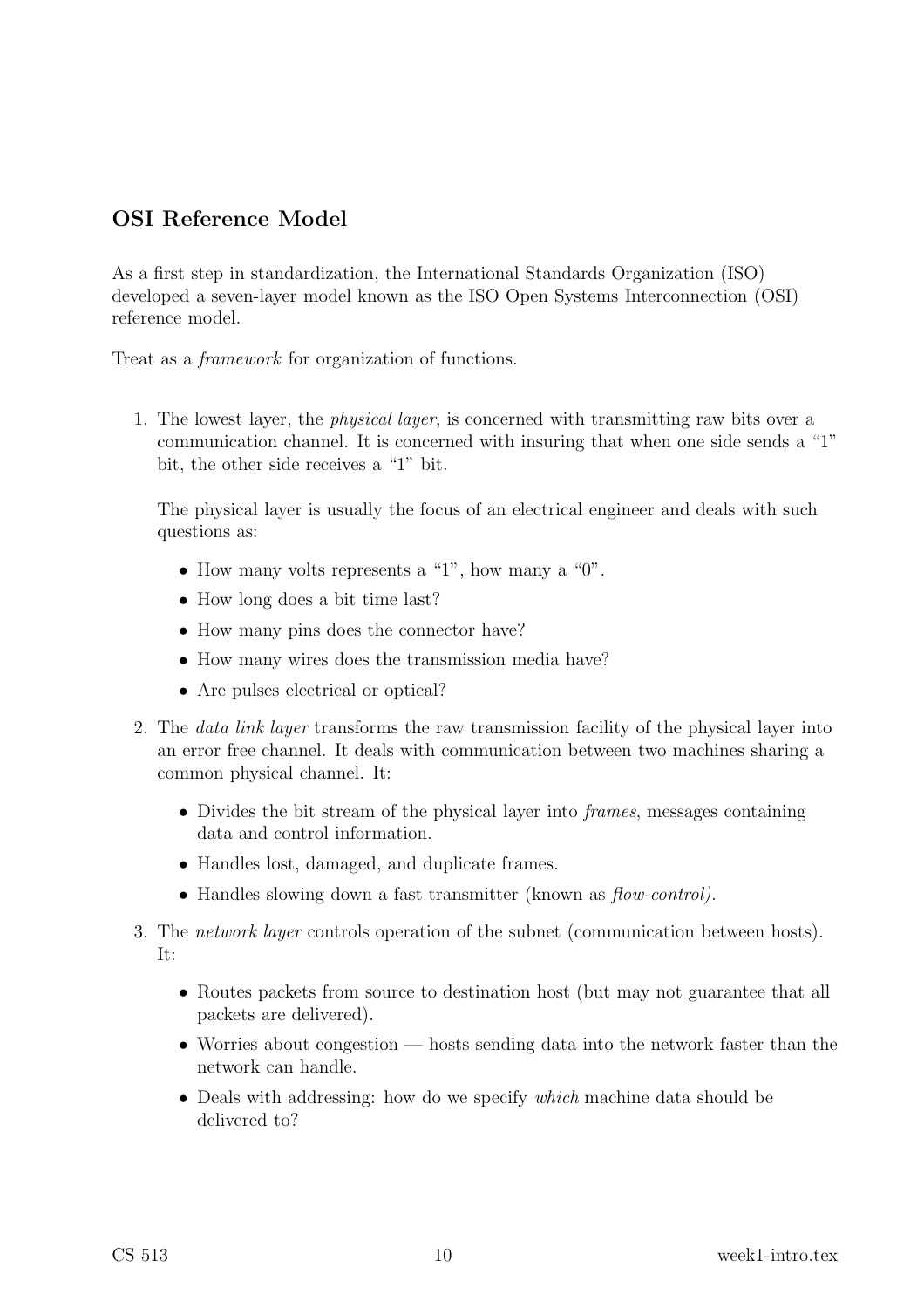## OSI Reference Model

As a first step in standardization, the International Standards Organization (ISO) developed a seven-layer model known as the ISO Open Systems Interconnection (OSI) reference model.

Treat as a *framework* for organization of functions.

1. The lowest layer, the *physical layer*, is concerned with transmitting raw bits over a communication channel. It is concerned with insuring that when one side sends a "1" bit, the other side receives a "1" bit.

   The physical layer is usually the focus of an electrical engineer and deals with such questions as:

   - How many volts represents a "1", how many a "0".
   - How long does a bit time last?
   - How many pins does the connector have?
   - How many wires does the transmission media have?
   - Are pulses electrical or optical?

2. The *data link layer* transforms the raw transmission facility of the physical layer into an error free channel. It deals with communication between two machines sharing a common physical channel. It:

   - Divides the bit stream of the physical layer into *frames*, messages containing data and control information.
   - Handles lost, damaged, and duplicate frames.
   - Handles slowing down a fast transmitter (known as *flow-control).*

3. The *network layer* controls operation of the subnet (communication between hosts). It:

   - Routes packets from source to destination host (but may not guarantee that all packets are delivered).
   - Worries about congestion — hosts sending data into the network faster than the network can handle.
   - Deals with addressing: how do we specify *which* machine data should be delivered to?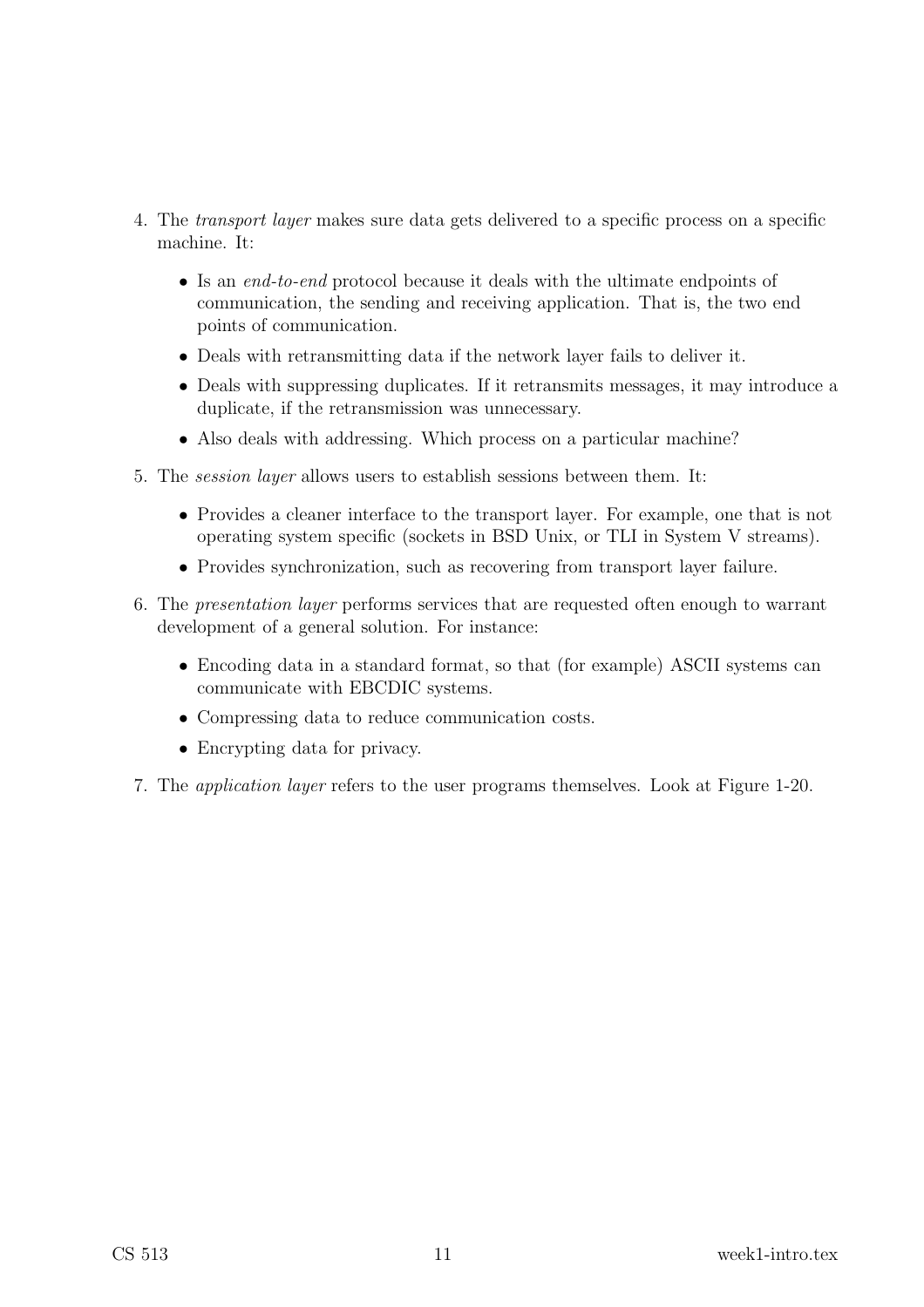4. The *transport layer* makes sure data gets delivered to a specific process on a specific machine. It:

   - Is an *end-to-end* protocol because it deals with the ultimate endpoints of communication, the sending and receiving application. That is, the two end points of communication.
   - Deals with retransmitting data if the network layer fails to deliver it.
   - Deals with suppressing duplicates. If it retransmits messages, it may introduce a duplicate, if the retransmission was unnecessary.
   - Also deals with addressing. Which process on a particular machine?

5. The *session layer* allows users to establish sessions between them. It:

   - Provides a cleaner interface to the transport layer. For example, one that is not operating system specific (sockets in BSD Unix, or TLI in System V streams).
   - Provides synchronization, such as recovering from transport layer failure.

6. The *presentation layer* performs services that are requested often enough to warrant development of a general solution. For instance:

   - Encoding data in a standard format, so that (for example) ASCII systems can communicate with EBCDIC systems.
   - Compressing data to reduce communication costs.
   - Encrypting data for privacy.

7. The *application layer* refers to the user programs themselves. Look at Figure 1-20.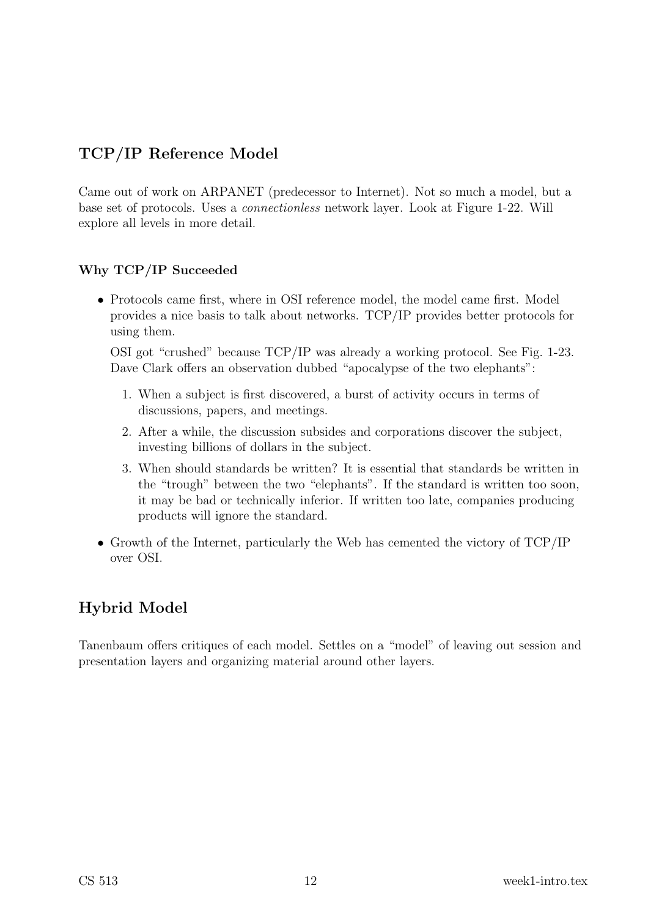## TCP/IP Reference Model

Came out of work on ARPANET (predecessor to Internet). Not so much a model, but a base set of protocols. Uses a *connectionless* network layer. Look at Figure 1-22. Will explore all levels in more detail.

### Why TCP/IP Succeeded

- Protocols came first, where in OSI reference model, the model came first. Model provides a nice basis to talk about networks. TCP/IP provides better protocols for using them.

  OSI got "crushed" because TCP/IP was already a working protocol. See Fig. 1-23. Dave Clark offers an observation dubbed "apocalypse of the two elephants":

  1. When a subject is first discovered, a burst of activity occurs in terms of discussions, papers, and meetings.
  2. After a while, the discussion subsides and corporations discover the subject, investing billions of dollars in the subject.
  3. When should standards be written? It is essential that standards be written in the "trough" between the two "elephants". If the standard is written too soon, it may be bad or technically inferior. If written too late, companies producing products will ignore the standard.

- Growth of the Internet, particularly the Web has cemented the victory of TCP/IP over OSI.

## Hybrid Model

Tanenbaum offers critiques of each model. Settles on a "model" of leaving out session and presentation layers and organizing material around other layers.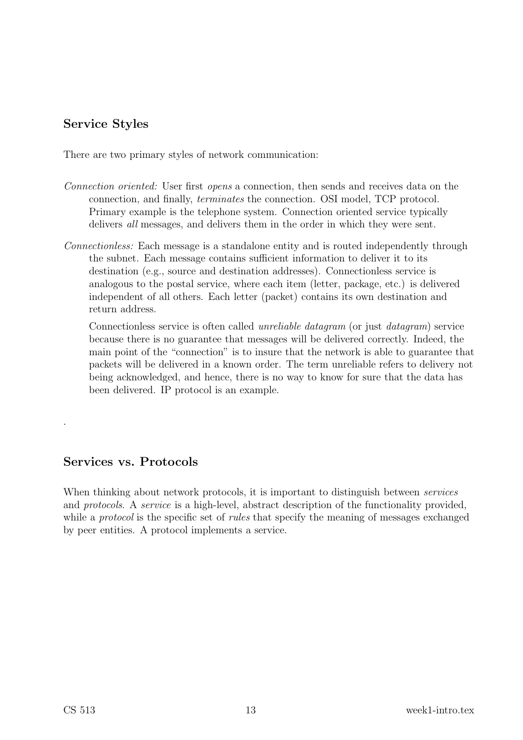## Service Styles

There are two primary styles of network communication:

*Connection oriented:* User first *opens* a connection, then sends and receives data on the connection, and finally, *terminates* the connection. OSI model, TCP protocol. Primary example is the telephone system. Connection oriented service typically delivers *all* messages, and delivers them in the order in which they were sent.

*Connectionless:* Each message is a standalone entity and is routed independently through the subnet. Each message contains sufficient information to deliver it to its destination (e.g., source and destination addresses). Connectionless service is analogous to the postal service, where each item (letter, package, etc.) is delivered independent of all others. Each letter (packet) contains its own destination and return address.

Connectionless service is often called *unreliable datagram* (or just *datagram*) service because there is no guarantee that messages will be delivered correctly. Indeed, the main point of the "connection" is to insure that the network is able to guarantee that packets will be delivered in a known order. The term unreliable refers to delivery not being acknowledged, and hence, there is no way to know for sure that the data has been delivered. IP protocol is an example.

.

## Services vs. Protocols

When thinking about network protocols, it is important to distinguish between *services* and *protocols*. A *service* is a high-level, abstract description of the functionality provided, while a *protocol* is the specific set of *rules* that specify the meaning of messages exchanged by peer entities. A protocol implements a service.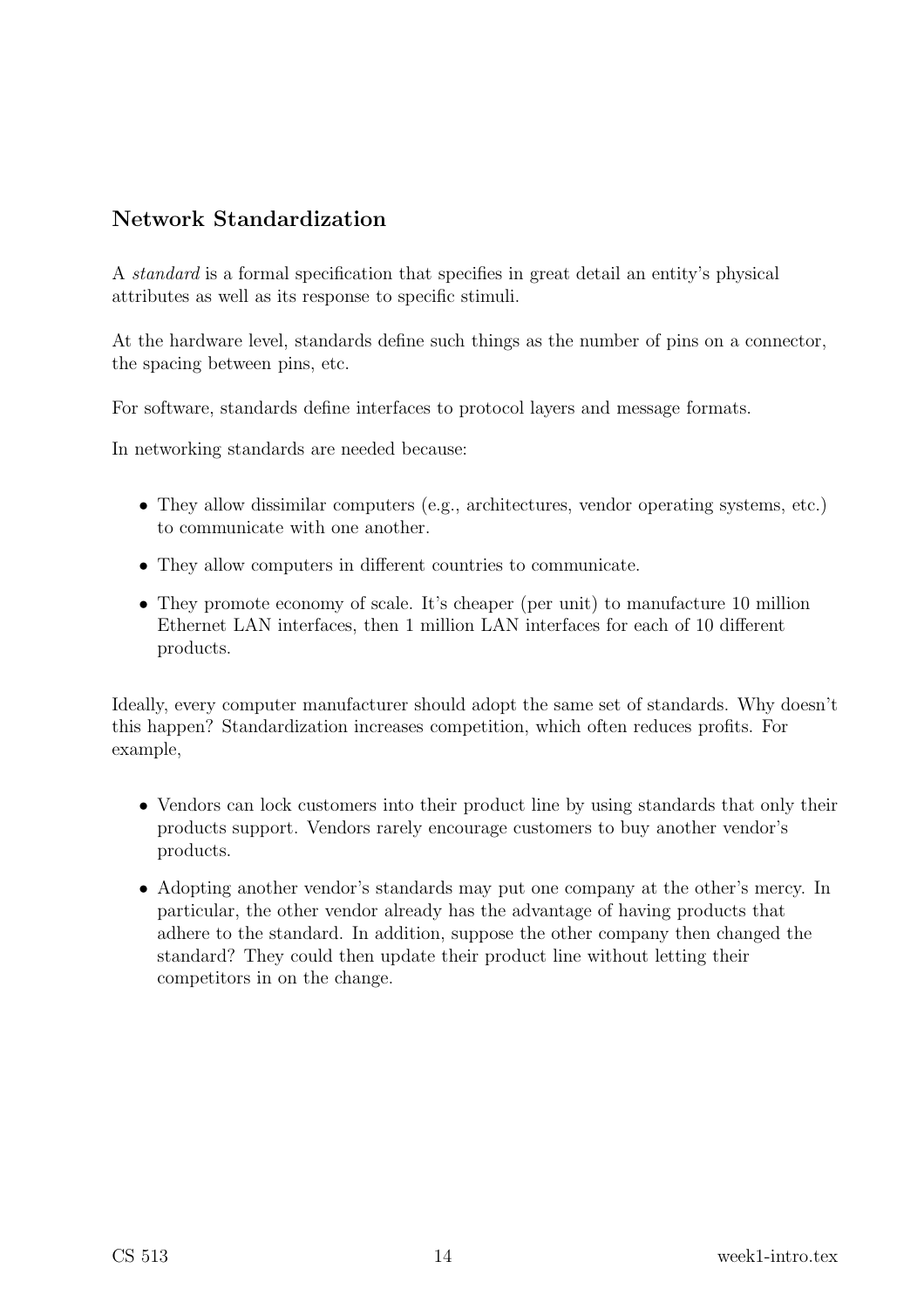## Network Standardization

A *standard* is a formal specification that specifies in great detail an entity's physical attributes as well as its response to specific stimuli.

At the hardware level, standards define such things as the number of pins on a connector, the spacing between pins, etc.

For software, standards define interfaces to protocol layers and message formats.

In networking standards are needed because:

- They allow dissimilar computers (e.g., architectures, vendor operating systems, etc.) to communicate with one another.
- They allow computers in different countries to communicate.
- They promote economy of scale. It's cheaper (per unit) to manufacture 10 million Ethernet LAN interfaces, then 1 million LAN interfaces for each of 10 different products.

Ideally, every computer manufacturer should adopt the same set of standards. Why doesn't this happen? Standardization increases competition, which often reduces profits. For example,

- Vendors can lock customers into their product line by using standards that only their products support. Vendors rarely encourage customers to buy another vendor's products.
- Adopting another vendor's standards may put one company at the other's mercy. In particular, the other vendor already has the advantage of having products that adhere to the standard. In addition, suppose the other company then changed the standard? They could then update their product line without letting their competitors in on the change.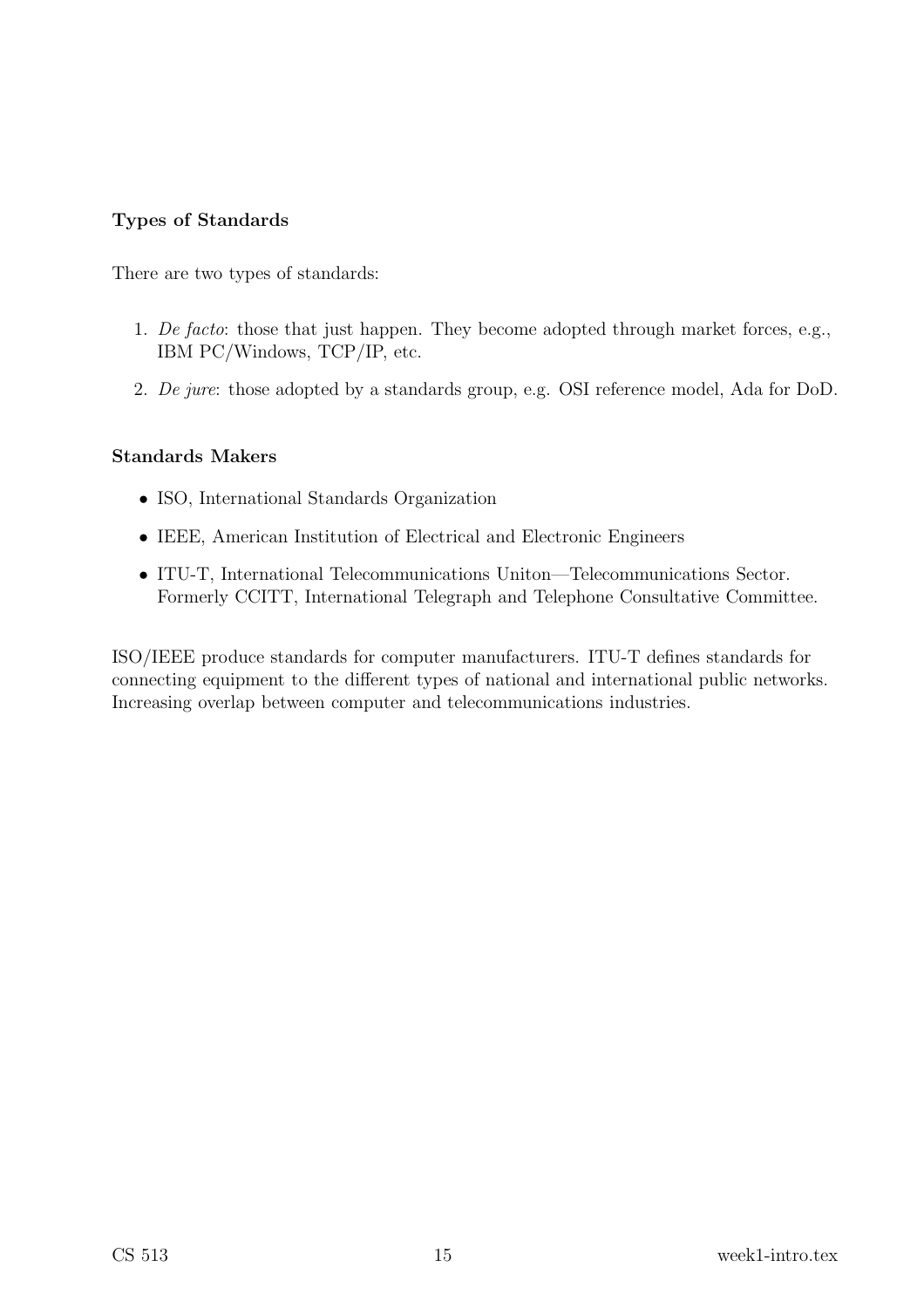**Types of Standards**

There are two types of standards:

1. *De facto*: those that just happen. They become adopted through market forces, e.g., IBM PC/Windows, TCP/IP, etc.
2. *De jure*: those adopted by a standards group, e.g. OSI reference model, Ada for DoD.

**Standards Makers**

- ISO, International Standards Organization
- IEEE, American Institution of Electrical and Electronic Engineers
- ITU-T, International Telecommunications Uniton—Telecommunications Sector. Formerly CCITT, International Telegraph and Telephone Consultative Committee.

ISO/IEEE produce standards for computer manufacturers. ITU-T defines standards for connecting equipment to the different types of national and international public networks. Increasing overlap between computer and telecommunications industries.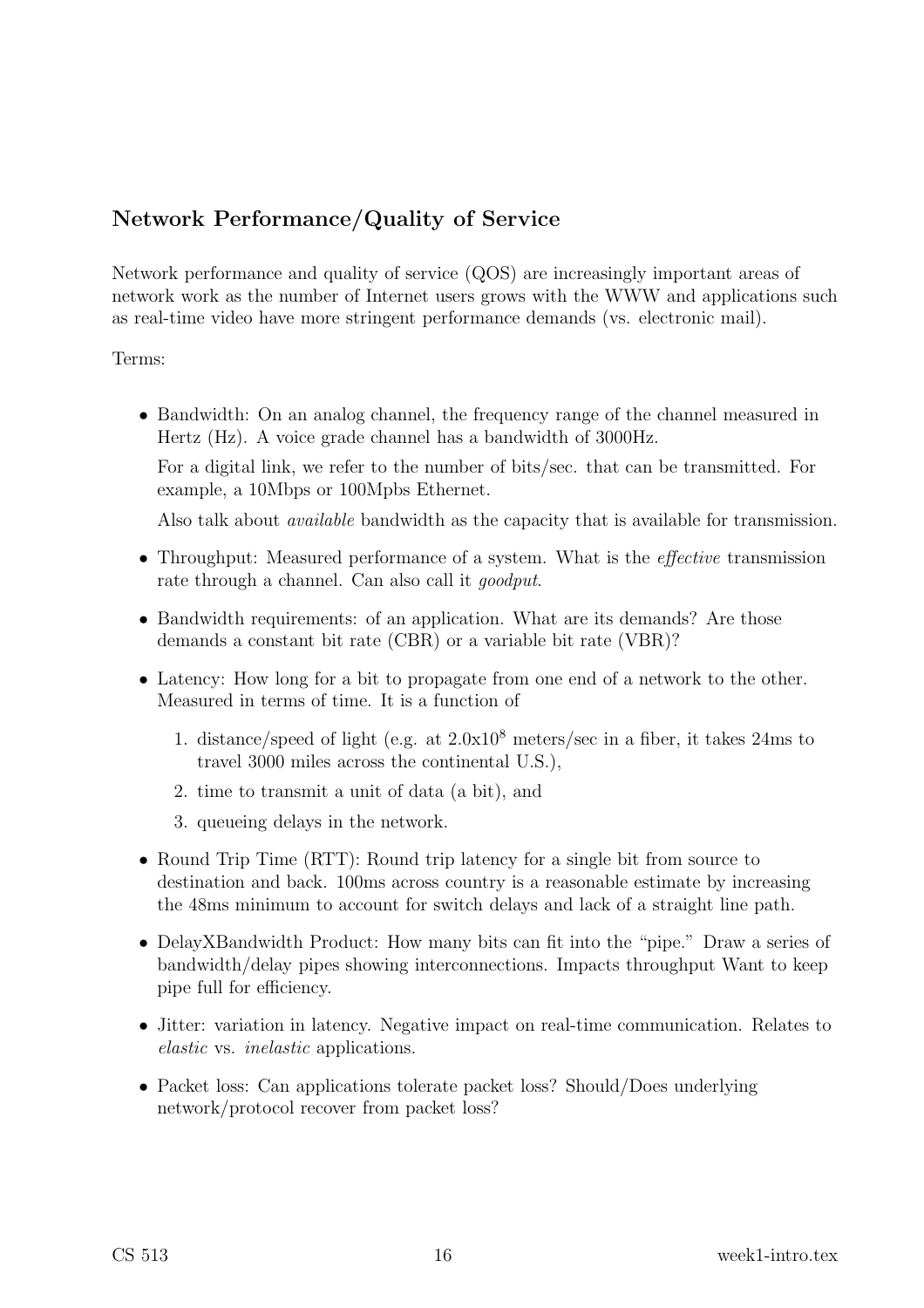## Network Performance/Quality of Service

Network performance and quality of service (QOS) are increasingly important areas of network work as the number of Internet users grows with the WWW and applications such as real-time video have more stringent performance demands (vs. electronic mail).

Terms:

- Bandwidth: On an analog channel, the frequency range of the channel measured in Hertz (Hz). A voice grade channel has a bandwidth of 3000Hz.

  For a digital link, we refer to the number of bits/sec. that can be transmitted. For example, a 10Mbps or 100Mpbs Ethernet.

  Also talk about *available* bandwidth as the capacity that is available for transmission.

- Throughput: Measured performance of a system. What is the *effective* transmission rate through a channel. Can also call it *goodput*.

- Bandwidth requirements: of an application. What are its demands? Are those demands a constant bit rate (CBR) or a variable bit rate (VBR)?

- Latency: How long for a bit to propagate from one end of a network to the other. Measured in terms of time. It is a function of

  1. distance/speed of light (e.g. at $2.0 \times 10^8$ meters/sec in a fiber, it takes 24ms to travel 3000 miles across the continental U.S.),
  2. time to transmit a unit of data (a bit), and
  3. queueing delays in the network.

- Round Trip Time (RTT): Round trip latency for a single bit from source to destination and back. 100ms across country is a reasonable estimate by increasing the 48ms minimum to account for switch delays and lack of a straight line path.

- DelayXBandwidth Product: How many bits can fit into the "pipe." Draw a series of bandwidth/delay pipes showing interconnections. Impacts throughput Want to keep pipe full for efficiency.

- Jitter: variation in latency. Negative impact on real-time communication. Relates to *elastic* vs. *inelastic* applications.

- Packet loss: Can applications tolerate packet loss? Should/Does underlying network/protocol recover from packet loss?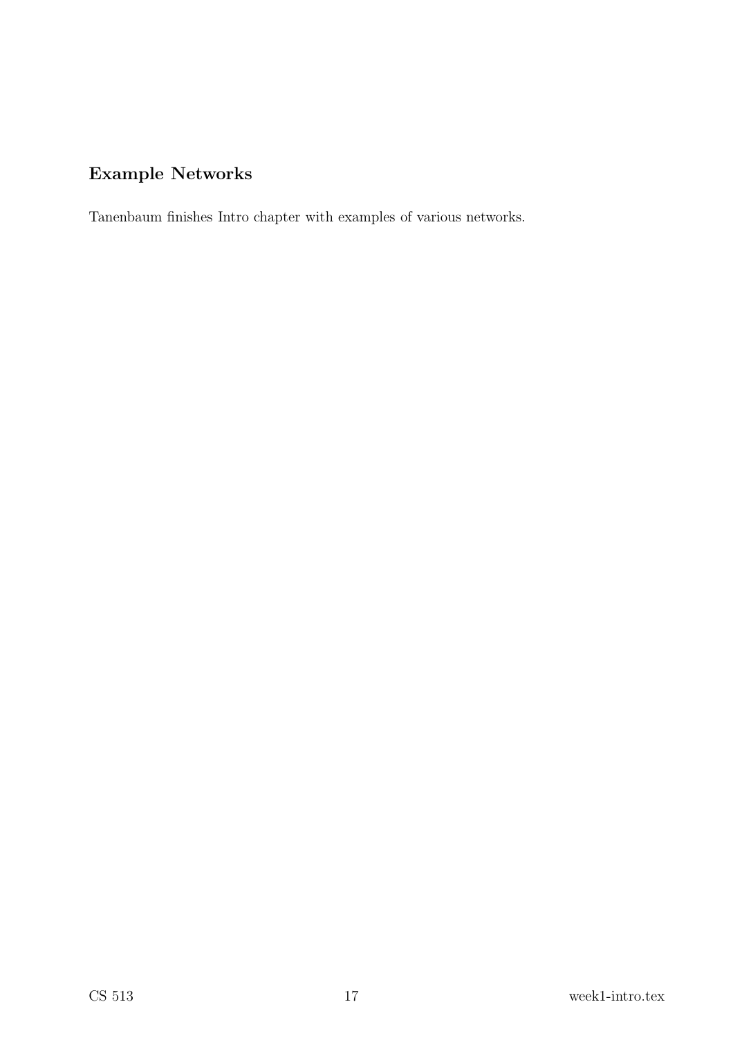## Example Networks

Tanenbaum finishes Intro chapter with examples of various networks.